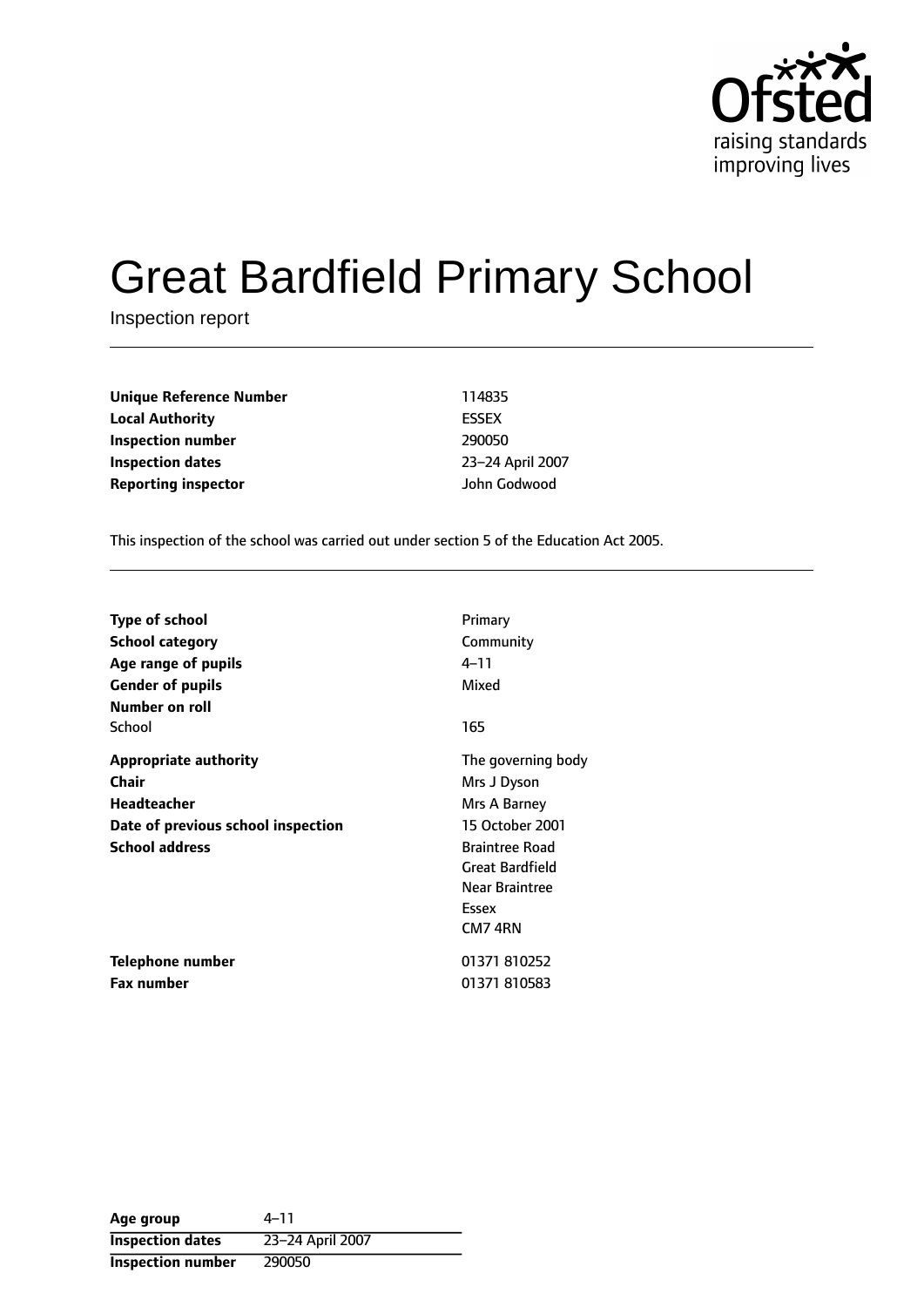Ofsted
raising standards
improving lives

# Great Bardfield Primary School

Inspection report

| | |
|---|---|
| **Unique Reference Number** | 114835 |
| **Local Authority** | ESSEX |
| **Inspection number** | 290050 |
| **Inspection dates** | 23–24 April 2007 |
| **Reporting inspector** | John Godwood |

This inspection of the school was carried out under section 5 of the Education Act 2005.

| | |
|---|---|
| **Type of school** | Primary |
| **School category** | Community |
| **Age range of pupils** | 4–11 |
| **Gender of pupils** | Mixed |
| **Number on roll** | |
| School | 165 |
| **Appropriate authority** | The governing body |
| **Chair** | Mrs J Dyson |
| **Headteacher** | Mrs A Barney |
| **Date of previous school inspection** | 15 October 2001 |
| **School address** | Braintree Road<br>Great Bardfield<br>Near Braintree<br>Essex<br>CM7 4RN |
| **Telephone number** | 01371 810252 |
| **Fax number** | 01371 810583 |

| | |
|---|---|
| **Age group** | 4–11 |
| **Inspection dates** | 23–24 April 2007 |
| **Inspection number** | 290050 |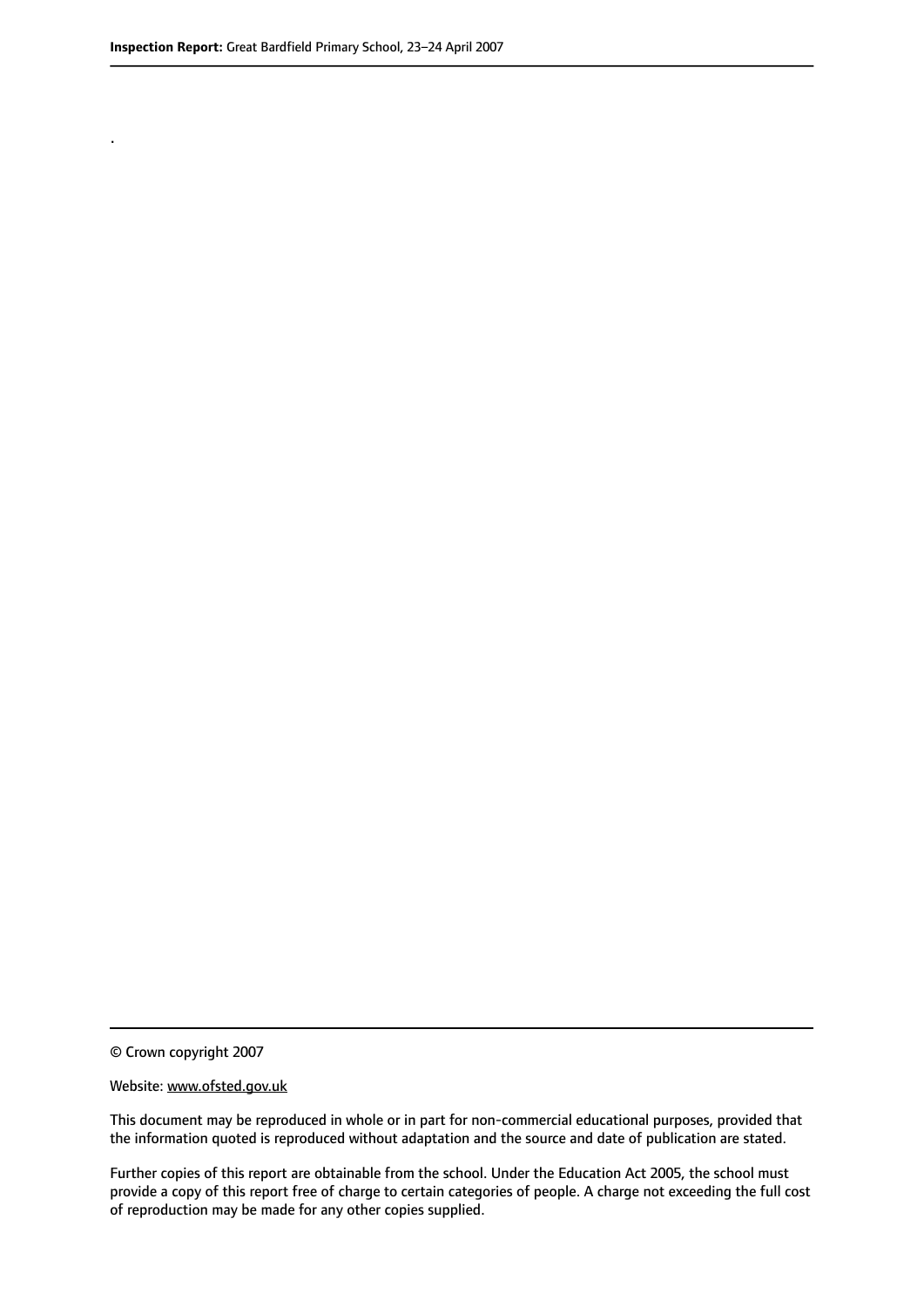.

© Crown copyright 2007

Website: www.ofsted.gov.uk

This document may be reproduced in whole or in part for non-commercial educational purposes, provided that the information quoted is reproduced without adaptation and the source and date of publication are stated.

Further copies of this report are obtainable from the school. Under the Education Act 2005, the school must provide a copy of this report free of charge to certain categories of people. A charge not exceeding the full cost of reproduction may be made for any other copies supplied.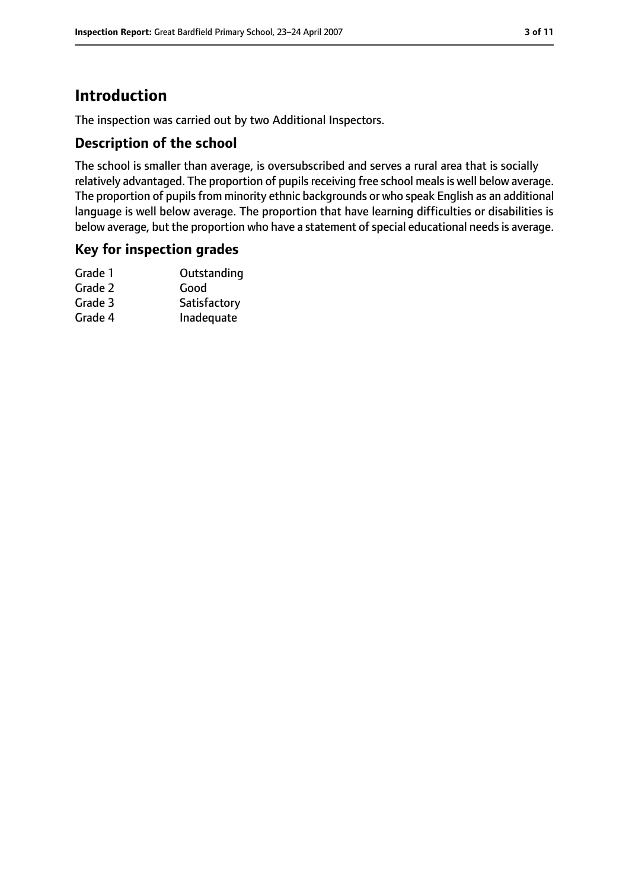# Introduction

The inspection was carried out by two Additional Inspectors.

## Description of the school

The school is smaller than average, is oversubscribed and serves a rural area that is socially relatively advantaged. The proportion of pupils receiving free school meals is well below average. The proportion of pupils from minority ethnic backgrounds or who speak English as an additional language is well below average. The proportion that have learning difficulties or disabilities is below average, but the proportion who have a statement of special educational needs is average.

## Key for inspection grades

| | |
|---|---|
| Grade 1 | Outstanding |
| Grade 2 | Good |
| Grade 3 | Satisfactory |
| Grade 4 | Inadequate |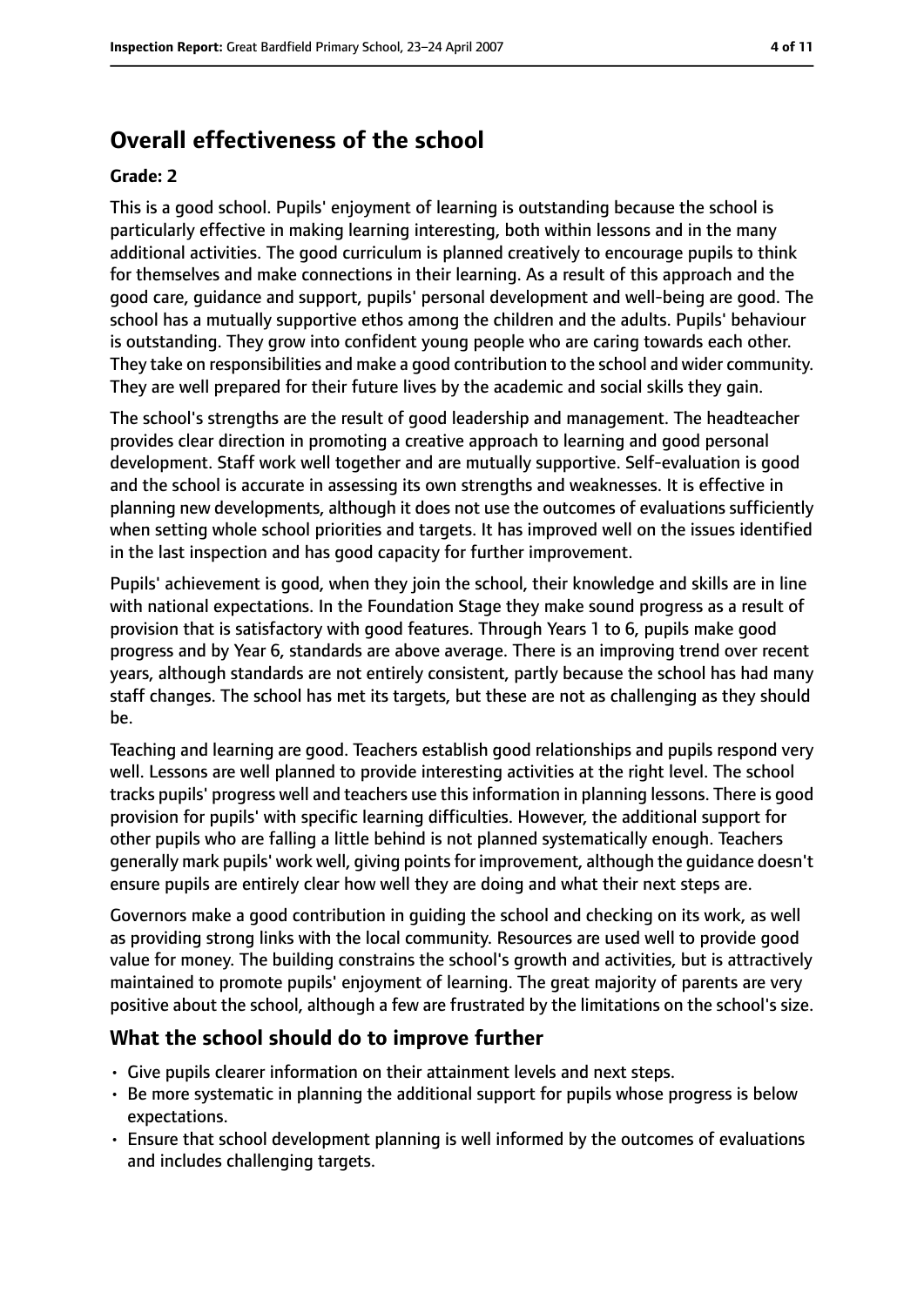## Overall effectiveness of the school

### Grade: 2

This is a good school. Pupils' enjoyment of learning is outstanding because the school is particularly effective in making learning interesting, both within lessons and in the many additional activities. The good curriculum is planned creatively to encourage pupils to think for themselves and make connections in their learning. As a result of this approach and the good care, guidance and support, pupils' personal development and well-being are good. The school has a mutually supportive ethos among the children and the adults. Pupils' behaviour is outstanding. They grow into confident young people who are caring towards each other. They take on responsibilities and make a good contribution to the school and wider community. They are well prepared for their future lives by the academic and social skills they gain.

The school's strengths are the result of good leadership and management. The headteacher provides clear direction in promoting a creative approach to learning and good personal development. Staff work well together and are mutually supportive. Self-evaluation is good and the school is accurate in assessing its own strengths and weaknesses. It is effective in planning new developments, although it does not use the outcomes of evaluations sufficiently when setting whole school priorities and targets. It has improved well on the issues identified in the last inspection and has good capacity for further improvement.

Pupils' achievement is good, when they join the school, their knowledge and skills are in line with national expectations. In the Foundation Stage they make sound progress as a result of provision that is satisfactory with good features. Through Years 1 to 6, pupils make good progress and by Year 6, standards are above average. There is an improving trend over recent years, although standards are not entirely consistent, partly because the school has had many staff changes. The school has met its targets, but these are not as challenging as they should be.

Teaching and learning are good. Teachers establish good relationships and pupils respond very well. Lessons are well planned to provide interesting activities at the right level. The school tracks pupils' progress well and teachers use this information in planning lessons. There is good provision for pupils' with specific learning difficulties. However, the additional support for other pupils who are falling a little behind is not planned systematically enough. Teachers generally mark pupils' work well, giving points for improvement, although the guidance doesn't ensure pupils are entirely clear how well they are doing and what their next steps are.

Governors make a good contribution in guiding the school and checking on its work, as well as providing strong links with the local community. Resources are used well to provide good value for money. The building constrains the school's growth and activities, but is attractively maintained to promote pupils' enjoyment of learning. The great majority of parents are very positive about the school, although a few are frustrated by the limitations on the school's size.

### What the school should do to improve further

- Give pupils clearer information on their attainment levels and next steps.
- Be more systematic in planning the additional support for pupils whose progress is below expectations.
- Ensure that school development planning is well informed by the outcomes of evaluations and includes challenging targets.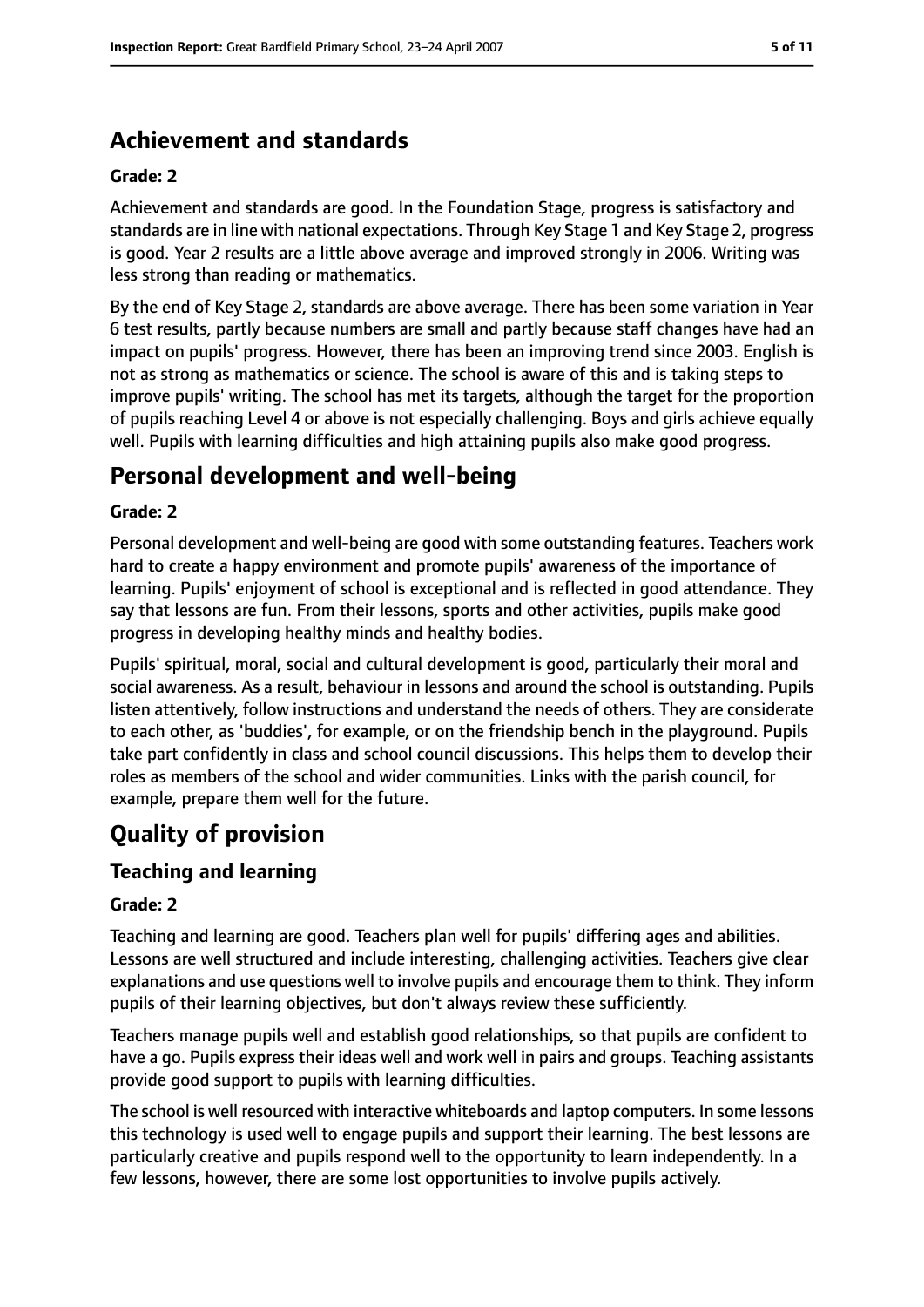## Achievement and standards

### Grade: 2

Achievement and standards are good. In the Foundation Stage, progress is satisfactory and standards are in line with national expectations. Through Key Stage 1 and Key Stage 2, progress is good. Year 2 results are a little above average and improved strongly in 2006. Writing was less strong than reading or mathematics.

By the end of Key Stage 2, standards are above average. There has been some variation in Year 6 test results, partly because numbers are small and partly because staff changes have had an impact on pupils' progress. However, there has been an improving trend since 2003. English is not as strong as mathematics or science. The school is aware of this and is taking steps to improve pupils' writing. The school has met its targets, although the target for the proportion of pupils reaching Level 4 or above is not especially challenging. Boys and girls achieve equally well. Pupils with learning difficulties and high attaining pupils also make good progress.

## Personal development and well-being

### Grade: 2

Personal development and well-being are good with some outstanding features. Teachers work hard to create a happy environment and promote pupils' awareness of the importance of learning. Pupils' enjoyment of school is exceptional and is reflected in good attendance. They say that lessons are fun. From their lessons, sports and other activities, pupils make good progress in developing healthy minds and healthy bodies.

Pupils' spiritual, moral, social and cultural development is good, particularly their moral and social awareness. As a result, behaviour in lessons and around the school is outstanding. Pupils listen attentively, follow instructions and understand the needs of others. They are considerate to each other, as 'buddies', for example, or on the friendship bench in the playground. Pupils take part confidently in class and school council discussions. This helps them to develop their roles as members of the school and wider communities. Links with the parish council, for example, prepare them well for the future.

# Quality of provision

## Teaching and learning

### Grade: 2

Teaching and learning are good. Teachers plan well for pupils' differing ages and abilities. Lessons are well structured and include interesting, challenging activities. Teachers give clear explanations and use questions well to involve pupils and encourage them to think. They inform pupils of their learning objectives, but don't always review these sufficiently.

Teachers manage pupils well and establish good relationships, so that pupils are confident to have a go. Pupils express their ideas well and work well in pairs and groups. Teaching assistants provide good support to pupils with learning difficulties.

The school is well resourced with interactive whiteboards and laptop computers. In some lessons this technology is used well to engage pupils and support their learning. The best lessons are particularly creative and pupils respond well to the opportunity to learn independently. In a few lessons, however, there are some lost opportunities to involve pupils actively.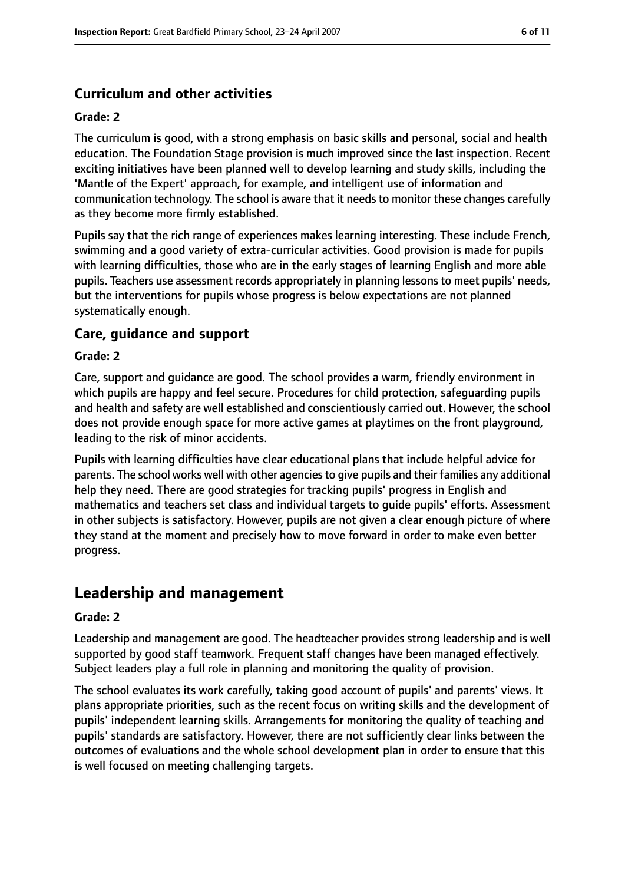### Curriculum and other activities

#### Grade: 2

The curriculum is good, with a strong emphasis on basic skills and personal, social and health education. The Foundation Stage provision is much improved since the last inspection. Recent exciting initiatives have been planned well to develop learning and study skills, including the 'Mantle of the Expert' approach, for example, and intelligent use of information and communication technology. The school is aware that it needs to monitor these changes carefully as they become more firmly established.

Pupils say that the rich range of experiences makes learning interesting. These include French, swimming and a good variety of extra-curricular activities. Good provision is made for pupils with learning difficulties, those who are in the early stages of learning English and more able pupils. Teachers use assessment records appropriately in planning lessons to meet pupils' needs, but the interventions for pupils whose progress is below expectations are not planned systematically enough.

### Care, guidance and support

#### Grade: 2

Care, support and guidance are good. The school provides a warm, friendly environment in which pupils are happy and feel secure. Procedures for child protection, safeguarding pupils and health and safety are well established and conscientiously carried out. However, the school does not provide enough space for more active games at playtimes on the front playground, leading to the risk of minor accidents.

Pupils with learning difficulties have clear educational plans that include helpful advice for parents. The school works well with other agencies to give pupils and their families any additional help they need. There are good strategies for tracking pupils' progress in English and mathematics and teachers set class and individual targets to guide pupils' efforts. Assessment in other subjects is satisfactory. However, pupils are not given a clear enough picture of where they stand at the moment and precisely how to move forward in order to make even better progress.

## Leadership and management

#### Grade: 2

Leadership and management are good. The headteacher provides strong leadership and is well supported by good staff teamwork. Frequent staff changes have been managed effectively. Subject leaders play a full role in planning and monitoring the quality of provision.

The school evaluates its work carefully, taking good account of pupils' and parents' views. It plans appropriate priorities, such as the recent focus on writing skills and the development of pupils' independent learning skills. Arrangements for monitoring the quality of teaching and pupils' standards are satisfactory. However, there are not sufficiently clear links between the outcomes of evaluations and the whole school development plan in order to ensure that this is well focused on meeting challenging targets.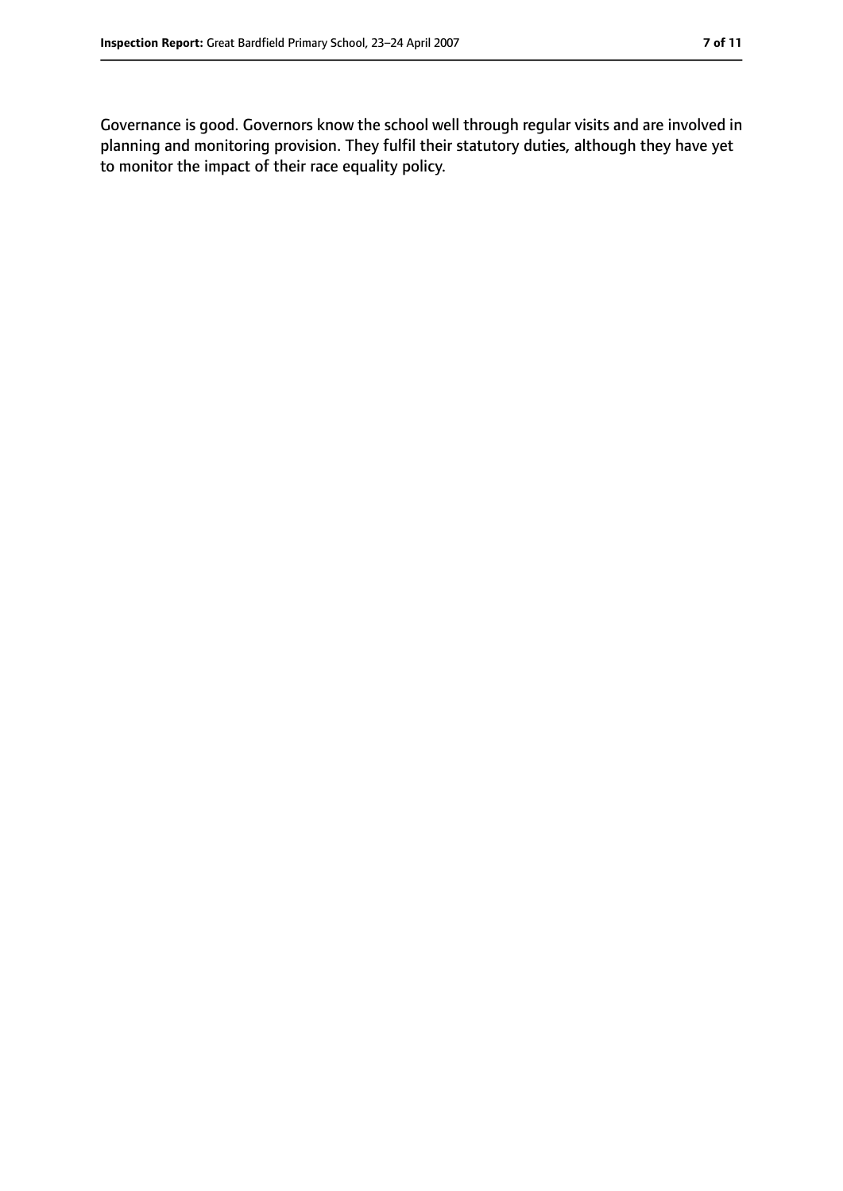Governance is good. Governors know the school well through regular visits and are involved in planning and monitoring provision. They fulfil their statutory duties, although they have yet to monitor the impact of their race equality policy.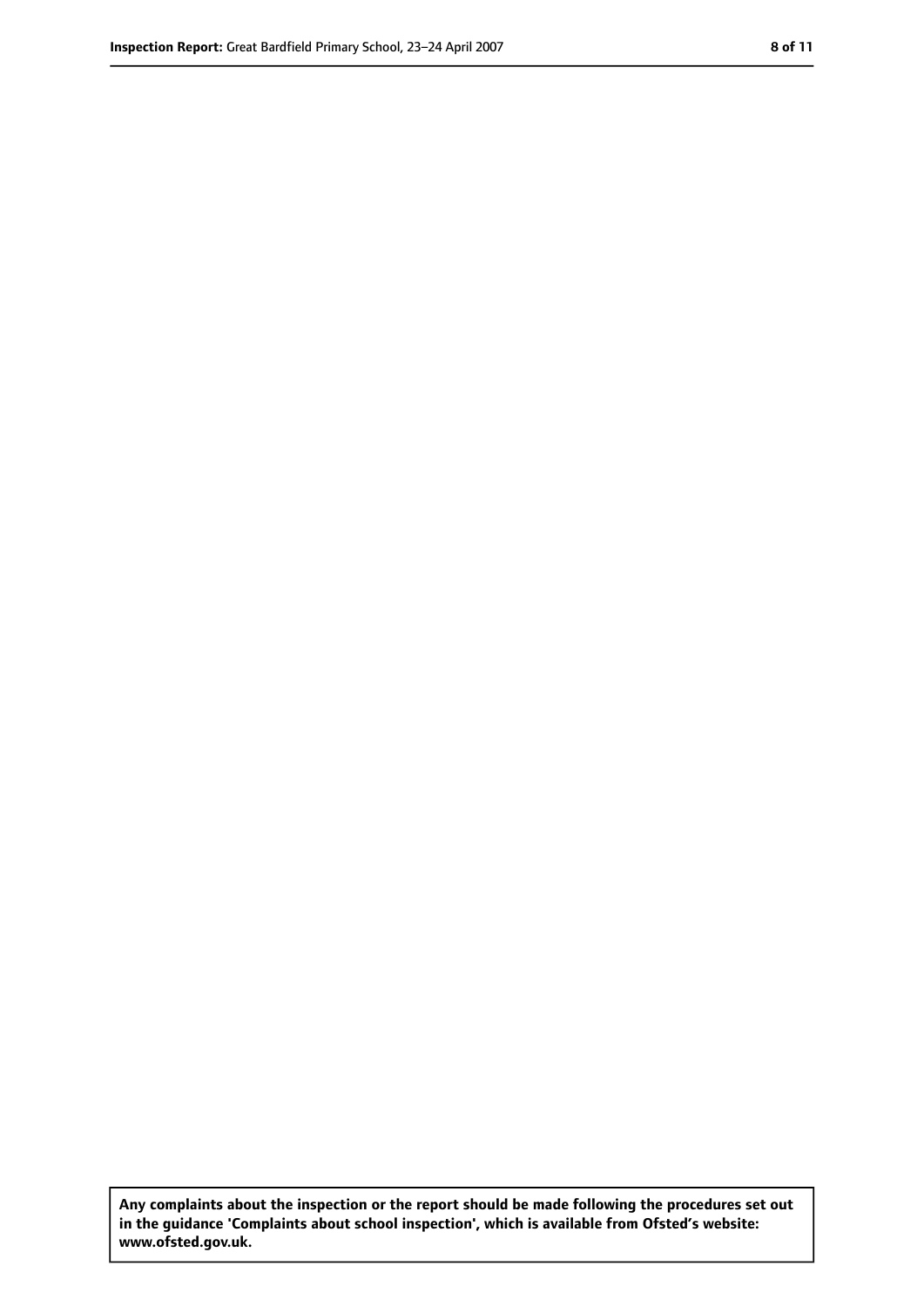**Any complaints about the inspection or the report should be made following the procedures set out in the guidance 'Complaints about school inspection', which is available from Ofsted's website: www.ofsted.gov.uk.**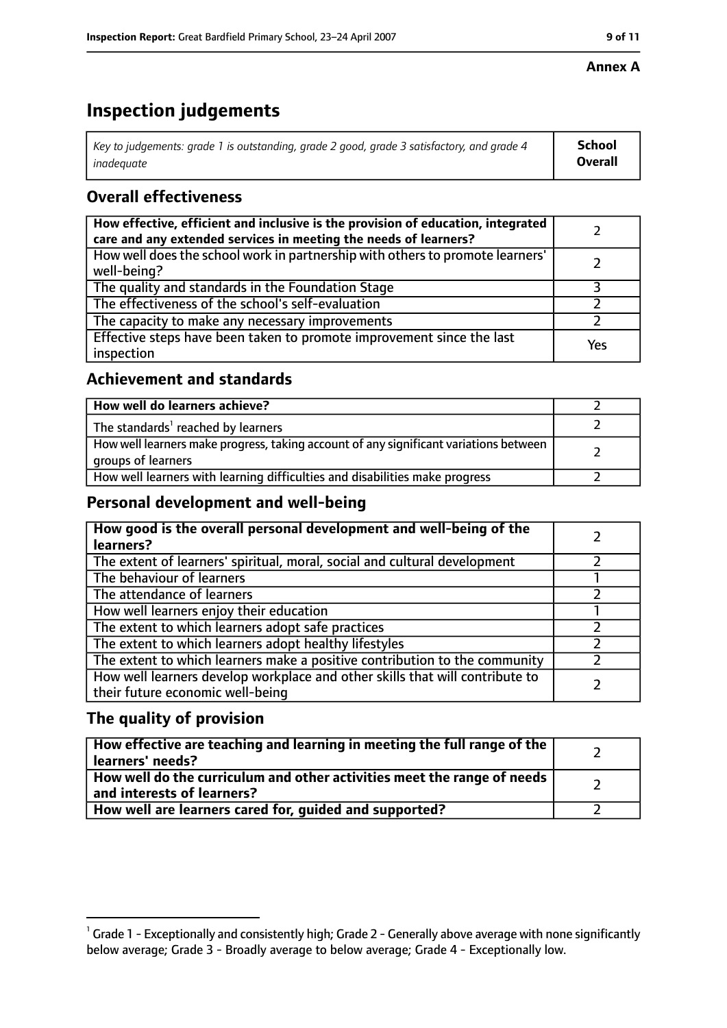**Annex A**

# Inspection judgements

| *Key to judgements: grade 1 is outstanding, grade 2 good, grade 3 satisfactory, and grade 4 inadequate* | **School Overall** |
|---|---|

## Overall effectiveness

| | |
|---|---|
| **How effective, efficient and inclusive is the provision of education, integrated care and any extended services in meeting the needs of learners?** | 2 |
| How well does the school work in partnership with others to promote learners' well-being? | 2 |
| The quality and standards in the Foundation Stage | 3 |
| The effectiveness of the school's self-evaluation | 2 |
| The capacity to make any necessary improvements | 2 |
| Effective steps have been taken to promote improvement since the last inspection | Yes |

## Achievement and standards

| | |
|---|---|
| **How well do learners achieve?** | 2 |
| The standards[1] reached by learners | 2 |
| How well learners make progress, taking account of any significant variations between groups of learners | 2 |
| How well learners with learning difficulties and disabilities make progress | 2 |

## Personal development and well-being

| | |
|---|---|
| **How good is the overall personal development and well-being of the learners?** | 2 |
| The extent of learners' spiritual, moral, social and cultural development | 2 |
| The behaviour of learners | 1 |
| The attendance of learners | 2 |
| How well learners enjoy their education | 1 |
| The extent to which learners adopt safe practices | 2 |
| The extent to which learners adopt healthy lifestyles | 2 |
| The extent to which learners make a positive contribution to the community | 2 |
| How well learners develop workplace and other skills that will contribute to their future economic well-being | 2 |

## The quality of provision

| | |
|---|---|
| **How effective are teaching and learning in meeting the full range of the learners' needs?** | 2 |
| **How well do the curriculum and other activities meet the range of needs and interests of learners?** | 2 |
| **How well are learners cared for, guided and supported?** | 2 |

[1] Grade 1 - Exceptionally and consistently high; Grade 2 - Generally above average with none significantly below average; Grade 3 - Broadly average to below average; Grade 4 - Exceptionally low.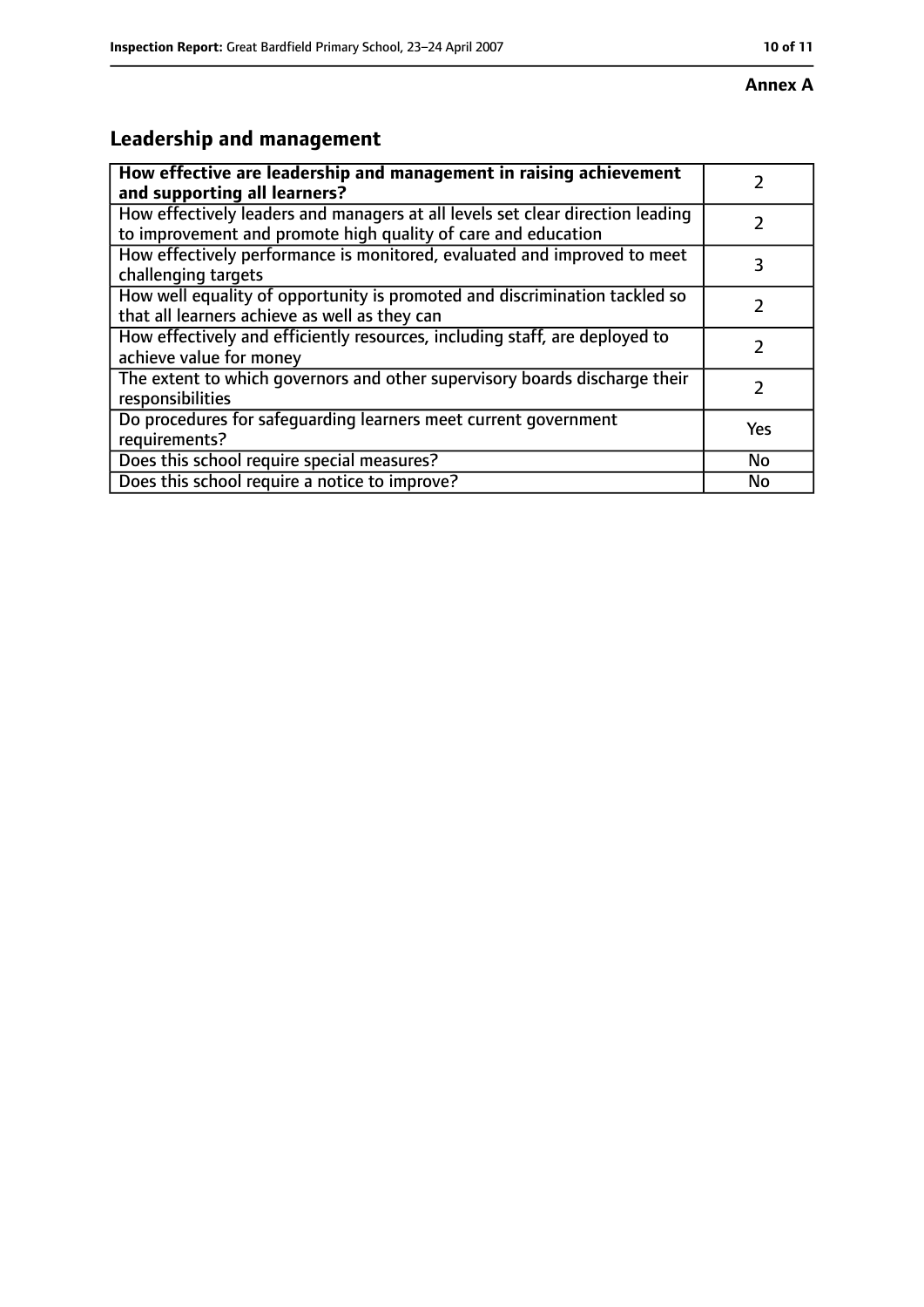**Annex A**

## Leadership and management

| **How effective are leadership and management in raising achievement and supporting all learners?** | 2 |
|---|---|
| How effectively leaders and managers at all levels set clear direction leading to improvement and promote high quality of care and education | 2 |
| How effectively performance is monitored, evaluated and improved to meet challenging targets | 3 |
| How well equality of opportunity is promoted and discrimination tackled so that all learners achieve as well as they can | 2 |
| How effectively and efficiently resources, including staff, are deployed to achieve value for money | 2 |
| The extent to which governors and other supervisory boards discharge their responsibilities | 2 |
| Do procedures for safeguarding learners meet current government requirements? | Yes |
| Does this school require special measures? | No |
| Does this school require a notice to improve? | No |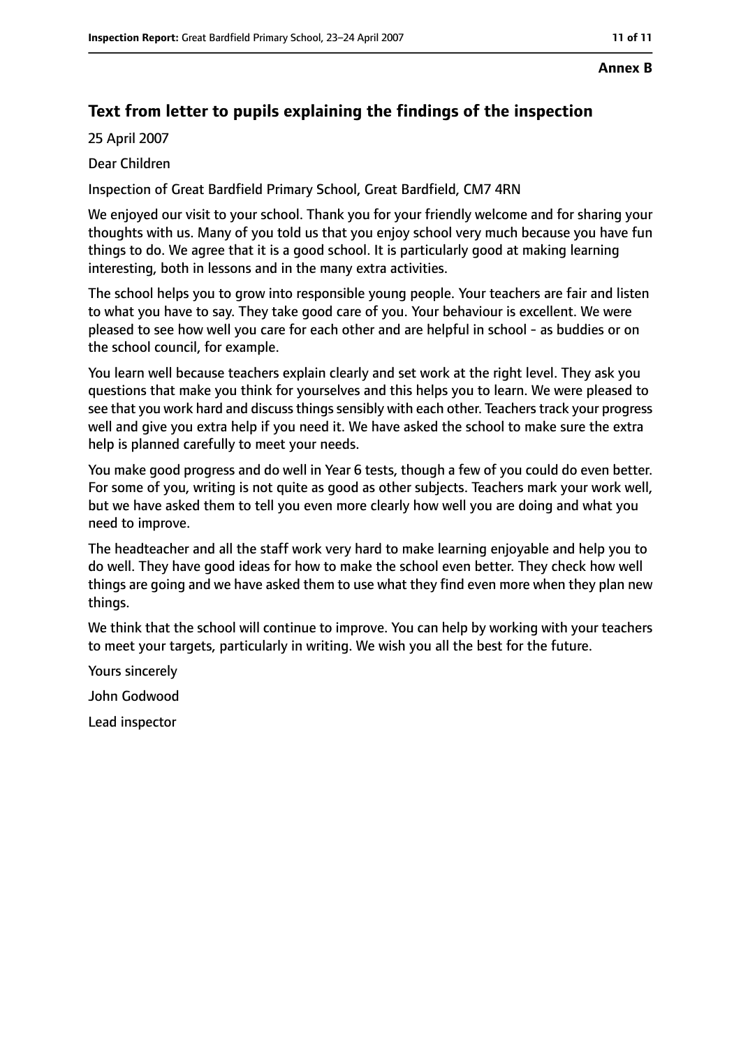**Annex B**

## Text from letter to pupils explaining the findings of the inspection

25 April 2007

Dear Children

Inspection of Great Bardfield Primary School, Great Bardfield, CM7 4RN

We enjoyed our visit to your school. Thank you for your friendly welcome and for sharing your thoughts with us. Many of you told us that you enjoy school very much because you have fun things to do. We agree that it is a good school. It is particularly good at making learning interesting, both in lessons and in the many extra activities.

The school helps you to grow into responsible young people. Your teachers are fair and listen to what you have to say. They take good care of you. Your behaviour is excellent. We were pleased to see how well you care for each other and are helpful in school - as buddies or on the school council, for example.

You learn well because teachers explain clearly and set work at the right level. They ask you questions that make you think for yourselves and this helps you to learn. We were pleased to see that you work hard and discuss things sensibly with each other. Teachers track your progress well and give you extra help if you need it. We have asked the school to make sure the extra help is planned carefully to meet your needs.

You make good progress and do well in Year 6 tests, though a few of you could do even better. For some of you, writing is not quite as good as other subjects. Teachers mark your work well, but we have asked them to tell you even more clearly how well you are doing and what you need to improve.

The headteacher and all the staff work very hard to make learning enjoyable and help you to do well. They have good ideas for how to make the school even better. They check how well things are going and we have asked them to use what they find even more when they plan new things.

We think that the school will continue to improve. You can help by working with your teachers to meet your targets, particularly in writing. We wish you all the best for the future.

Yours sincerely

John Godwood

Lead inspector